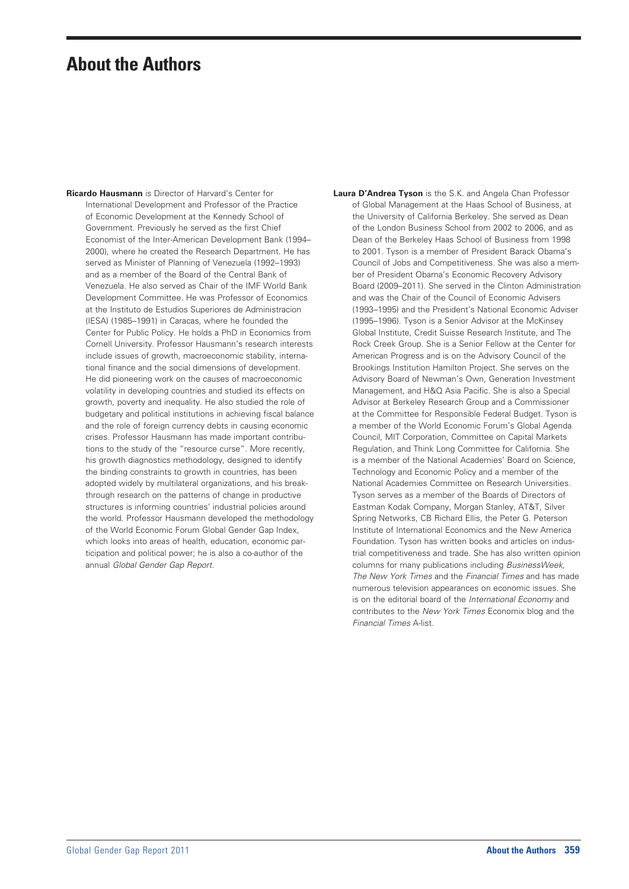# About the Authors

**Ricardo Hausmann** is Director of Harvard's Center for International Development and Professor of the Practice of Economic Development at the Kennedy School of Government. Previously he served as the first Chief Economist of the Inter-American Development Bank (1994–2000), where he created the Research Department. He has served as Minister of Planning of Venezuela (1992–1993) and as a member of the Board of the Central Bank of Venezuela. He also served as Chair of the IMF World Bank Development Committee. He was Professor of Economics at the Instituto de Estudios Superiores de Administracion (IESA) (1985–1991) in Caracas, where he founded the Center for Public Policy. He holds a PhD in Economics from Cornell University. Professor Hausmann's research interests include issues of growth, macroeconomic stability, international finance and the social dimensions of development. He did pioneering work on the causes of macroeconomic volatility in developing countries and studied its effects on growth, poverty and inequality. He also studied the role of budgetary and political institutions in achieving fiscal balance and the role of foreign currency debts in causing economic crises. Professor Hausmann has made important contributions to the study of the "resource curse". More recently, his growth diagnostics methodology, designed to identify the binding constraints to growth in countries, has been adopted widely by multilateral organizations, and his breakthrough research on the patterns of change in productive structures is informing countries' industrial policies around the world. Professor Hausmann developed the methodology of the World Economic Forum Global Gender Gap Index, which looks into areas of health, education, economic participation and political power; he is also a co-author of the annual *Global Gender Gap Report*.

**Laura D'Andrea Tyson** is the S.K. and Angela Chan Professor of Global Management at the Haas School of Business, at the University of California Berkeley. She served as Dean of the London Business School from 2002 to 2006, and as Dean of the Berkeley Haas School of Business from 1998 to 2001. Tyson is a member of President Barack Obama's Council of Jobs and Competitiveness. She was also a member of President Obama's Economic Recovery Advisory Board (2009–2011). She served in the Clinton Administration and was the Chair of the Council of Economic Advisers (1993–1995) and the President's National Economic Adviser (1995–1996). Tyson is a Senior Advisor at the McKinsey Global Institute, Credit Suisse Research Institute, and The Rock Creek Group. She is a Senior Fellow at the Center for American Progress and is on the Advisory Council of the Brookings Institution Hamilton Project. She serves on the Advisory Board of Newman's Own, Generation Investment Management, and H&Q Asia Pacific. She is also a Special Advisor at Berkeley Research Group and a Commissioner at the Committee for Responsible Federal Budget. Tyson is a member of the World Economic Forum's Global Agenda Council, MIT Corporation, Committee on Capital Markets Regulation, and Think Long Committee for California. She is a member of the National Academies' Board on Science, Technology and Economic Policy and a member of the National Academies Committee on Research Universities. Tyson serves as a member of the Boards of Directors of Eastman Kodak Company, Morgan Stanley, AT&T, Silver Spring Networks, CB Richard Ellis, the Peter G. Peterson Institute of International Economics and the New America Foundation. Tyson has written books and articles on industrial competitiveness and trade. She has also written opinion columns for many publications including *BusinessWeek, The New York Times* and the *Financial Times* and has made numerous television appearances on economic issues. She is on the editorial board of the *International Economy* and contributes to the *New York Times* Economix blog and the *Financial Times* A-list.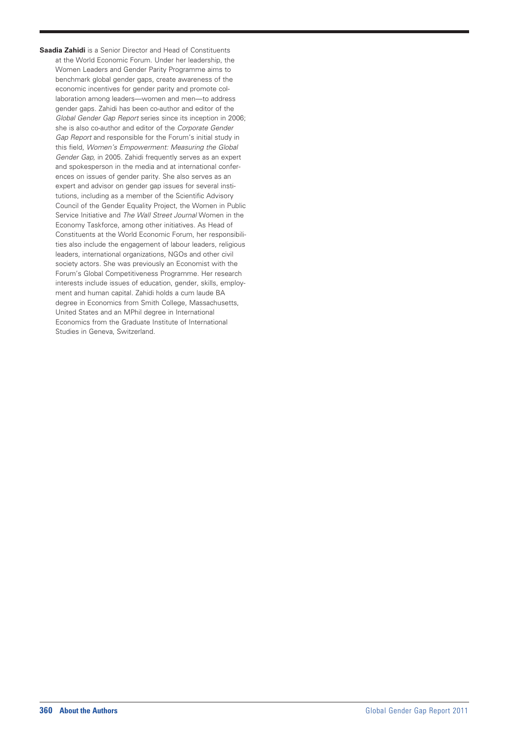**Saadia Zahidi** is a Senior Director and Head of Constituents at the World Economic Forum. Under her leadership, the Women Leaders and Gender Parity Programme aims to benchmark global gender gaps, create awareness of the economic incentives for gender parity and promote collaboration among leaders—women and men—to address gender gaps. Zahidi has been co-author and editor of the *Global Gender Gap Report* series since its inception in 2006; she is also co-author and editor of the *Corporate Gender Gap Report* and responsible for the Forum's initial study in this field, *Women's Empowerment: Measuring the Global Gender Gap,* in 2005. Zahidi frequently serves as an expert and spokesperson in the media and at international conferences on issues of gender parity. She also serves as an expert and advisor on gender gap issues for several institutions, including as a member of the Scientific Advisory Council of the Gender Equality Project, the Women in Public Service Initiative and *The Wall Street Journal* Women in the Economy Taskforce, among other initiatives. As Head of Constituents at the World Economic Forum, her responsibilities also include the engagement of labour leaders, religious leaders, international organizations, NGOs and other civil society actors. She was previously an Economist with the Forum's Global Competitiveness Programme. Her research interests include issues of education, gender, skills, employment and human capital. Zahidi holds a cum laude BA degree in Economics from Smith College, Massachusetts, United States and an MPhil degree in International Economics from the Graduate Institute of International Studies in Geneva, Switzerland.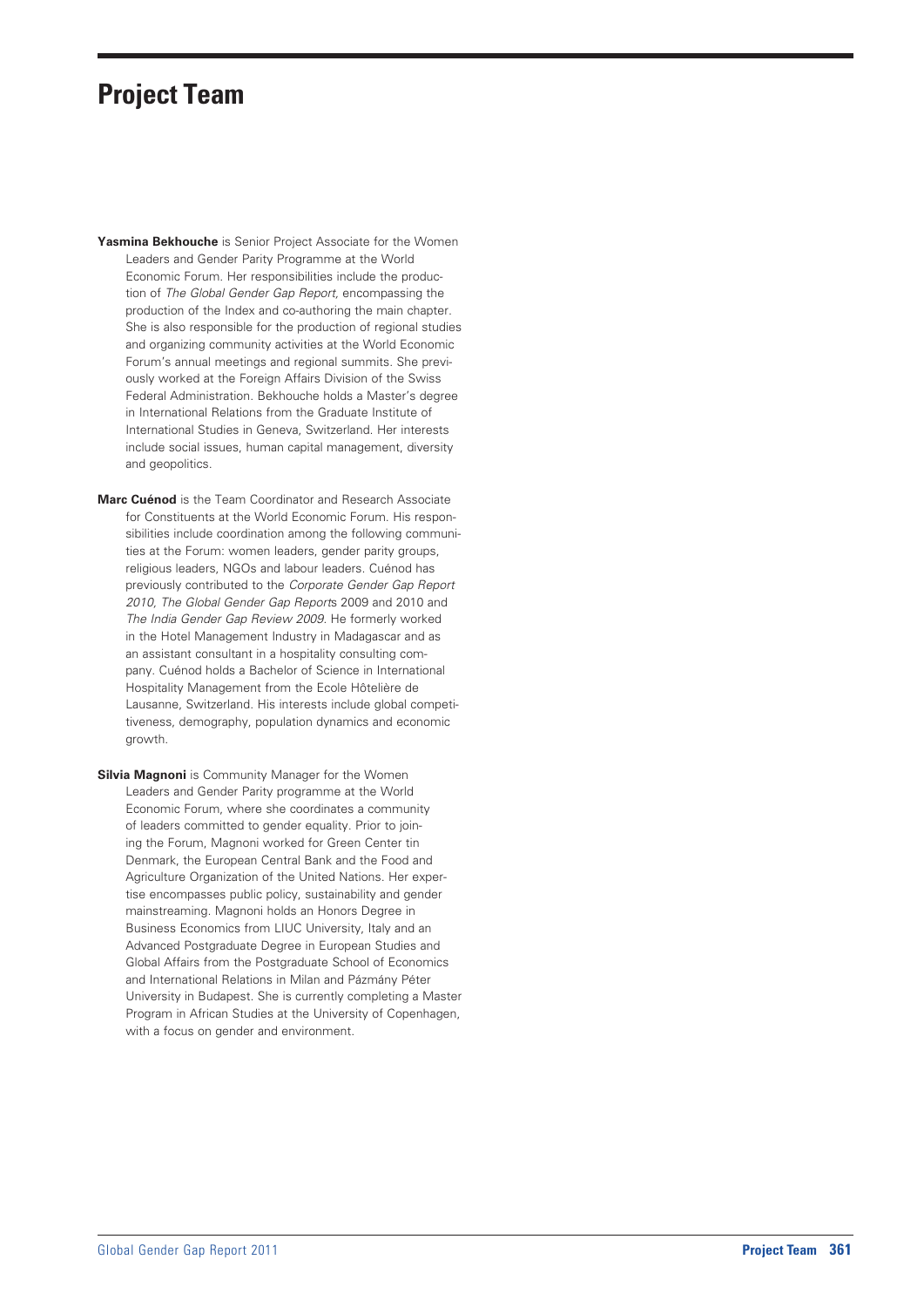# Project Team

**Yasmina Bekhouche** is Senior Project Associate for the Women Leaders and Gender Parity Programme at the World Economic Forum. Her responsibilities include the production of *The Global Gender Gap Report,* encompassing the production of the Index and co-authoring the main chapter. She is also responsible for the production of regional studies and organizing community activities at the World Economic Forum's annual meetings and regional summits. She previously worked at the Foreign Affairs Division of the Swiss Federal Administration. Bekhouche holds a Master's degree in International Relations from the Graduate Institute of International Studies in Geneva, Switzerland. Her interests include social issues, human capital management, diversity and geopolitics.

**Marc Cuénod** is the Team Coordinator and Research Associate for Constituents at the World Economic Forum. His responsibilities include coordination among the following communities at the Forum: women leaders, gender parity groups, religious leaders, NGOs and labour leaders. Cuénod has previously contributed to the *Corporate Gender Gap Report 2010*, *The Global Gender Gap Report*s 2009 and 2010 and *The India Gender Gap Review 2009*. He formerly worked in the Hotel Management Industry in Madagascar and as an assistant consultant in a hospitality consulting company. Cuénod holds a Bachelor of Science in International Hospitality Management from the Ecole Hôtelière de Lausanne, Switzerland. His interests include global competitiveness, demography, population dynamics and economic growth.

**Silvia Magnoni** is Community Manager for the Women Leaders and Gender Parity programme at the World Economic Forum, where she coordinates a community of leaders committed to gender equality. Prior to joining the Forum, Magnoni worked for Green Center tin Denmark, the European Central Bank and the Food and Agriculture Organization of the United Nations. Her expertise encompasses public policy, sustainability and gender mainstreaming. Magnoni holds an Honors Degree in Business Economics from LIUC University, Italy and an Advanced Postgraduate Degree in European Studies and Global Affairs from the Postgraduate School of Economics and International Relations in Milan and Pázmány Péter University in Budapest. She is currently completing a Master Program in African Studies at the University of Copenhagen, with a focus on gender and environment.